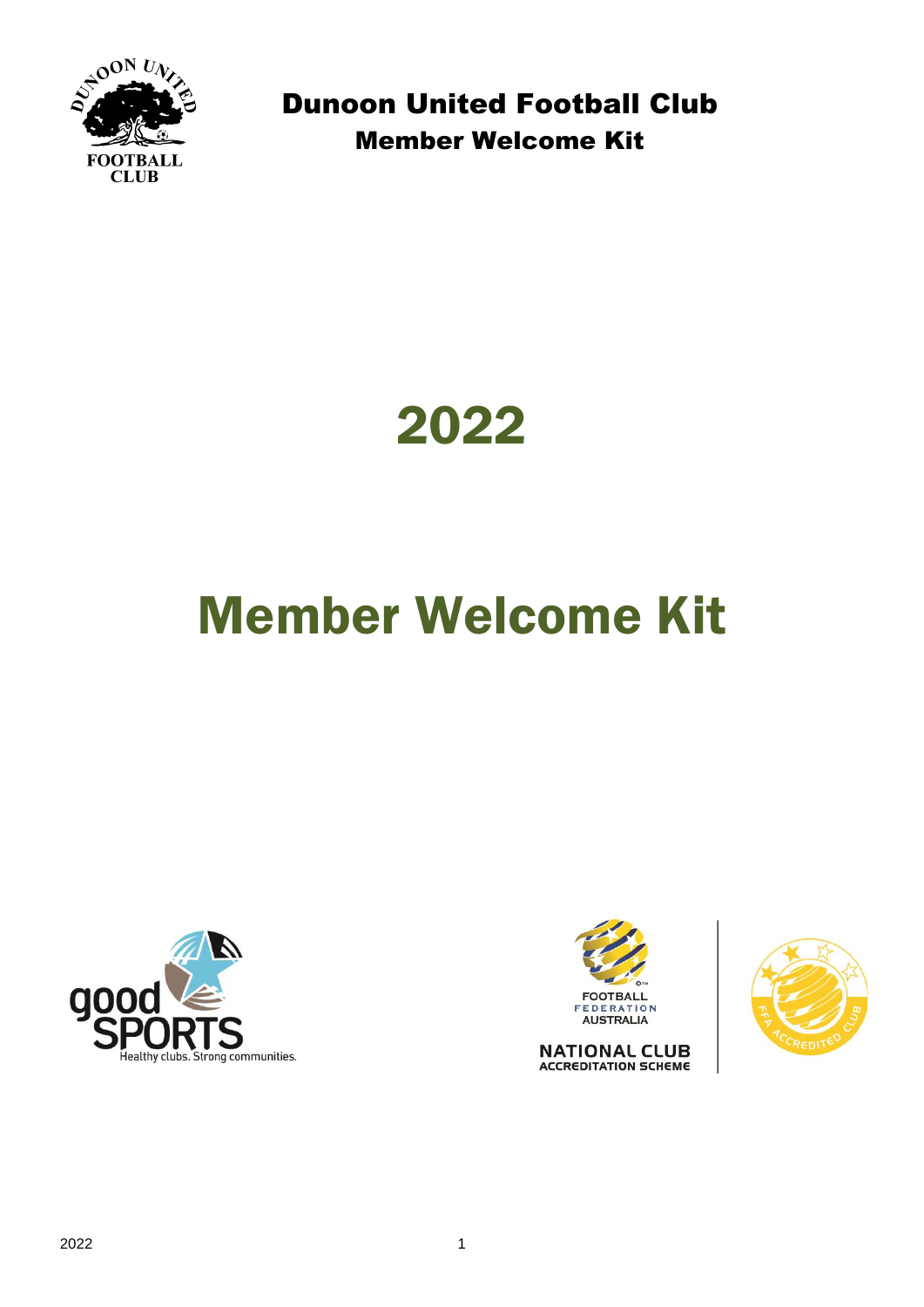# Dunoon United Football Club

## Member Welcome Kit

# 2022

# Member Welcome Kit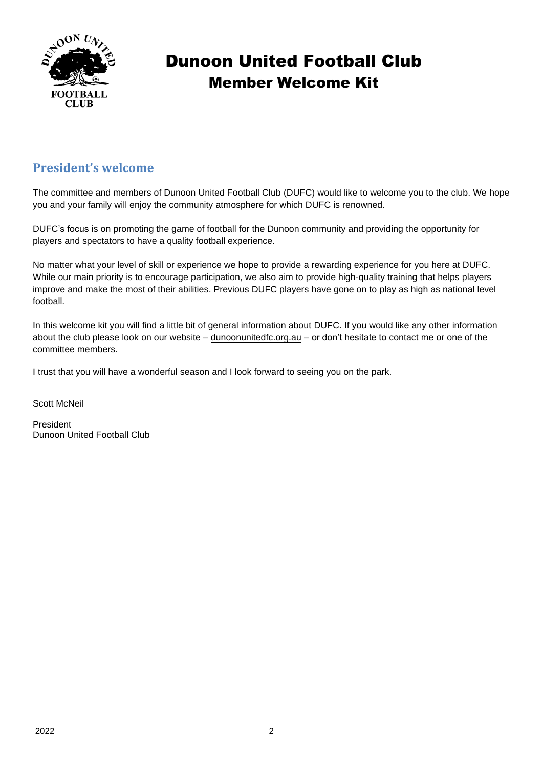# Dunoon United Football Club
## Member Welcome Kit

### President's welcome

The committee and members of Dunoon United Football Club (DUFC) would like to welcome you to the club. We hope you and your family will enjoy the community atmosphere for which DUFC is renowned.

DUFC's focus is on promoting the game of football for the Dunoon community and providing the opportunity for players and spectators to have a quality football experience.

No matter what your level of skill or experience we hope to provide a rewarding experience for you here at DUFC. While our main priority is to encourage participation, we also aim to provide high-quality training that helps players improve and make the most of their abilities. Previous DUFC players have gone on to play as high as national level football.

In this welcome kit you will find a little bit of general information about DUFC. If you would like any other information about the club please look on our website – dunoonunitedfc.org.au – or don't hesitate to contact me or one of the committee members.

I trust that you will have a wonderful season and I look forward to seeing you on the park.

Scott McNeil

President
Dunoon United Football Club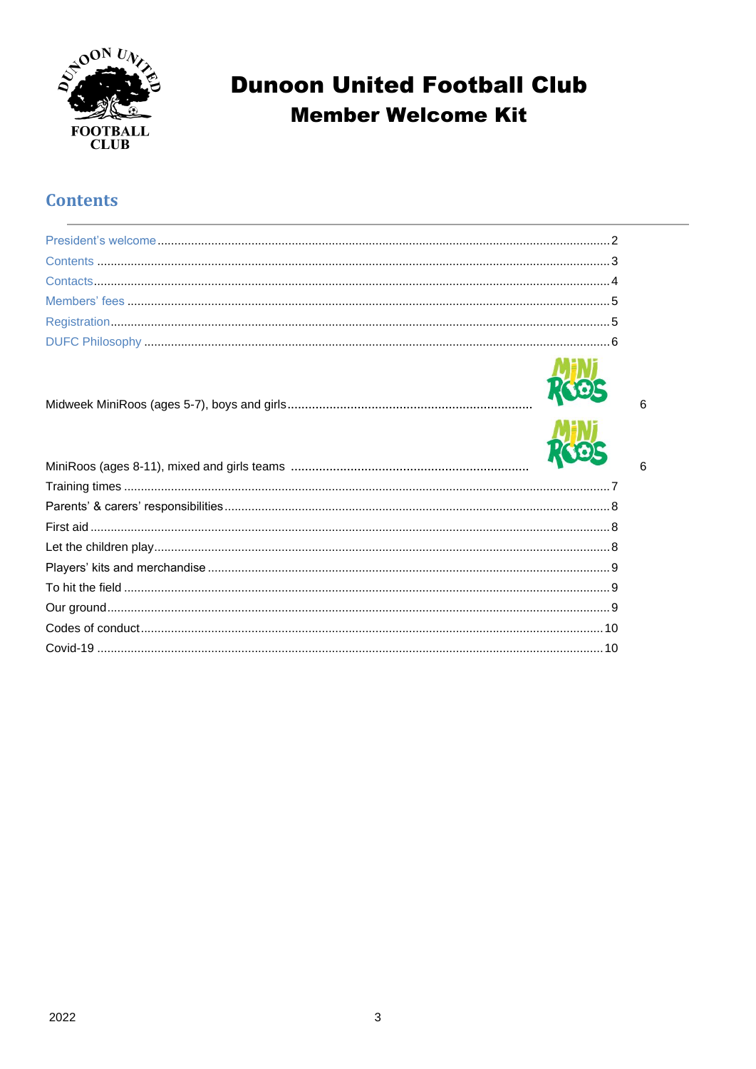# Dunoon United Football Club
## Member Welcome Kit

## Contents

- President's welcome ..... 2
- Contents ..... 3
- Contacts ..... 4
- Members' fees ..... 5
- Registration ..... 5
- DUFC Philosophy ..... 6
- Midweek MiniRoos (ages 5-7), boys and girls ..... 6
- MiniRoos (ages 8-11), mixed and girls teams ..... 6
- Training times ..... 7
- Parents' & carers' responsibilities ..... 8
- First aid ..... 8
- Let the children play ..... 8
- Players' kits and merchandise ..... 9
- To hit the field ..... 9
- Our ground ..... 9
- Codes of conduct ..... 10
- Covid-19 ..... 10

2022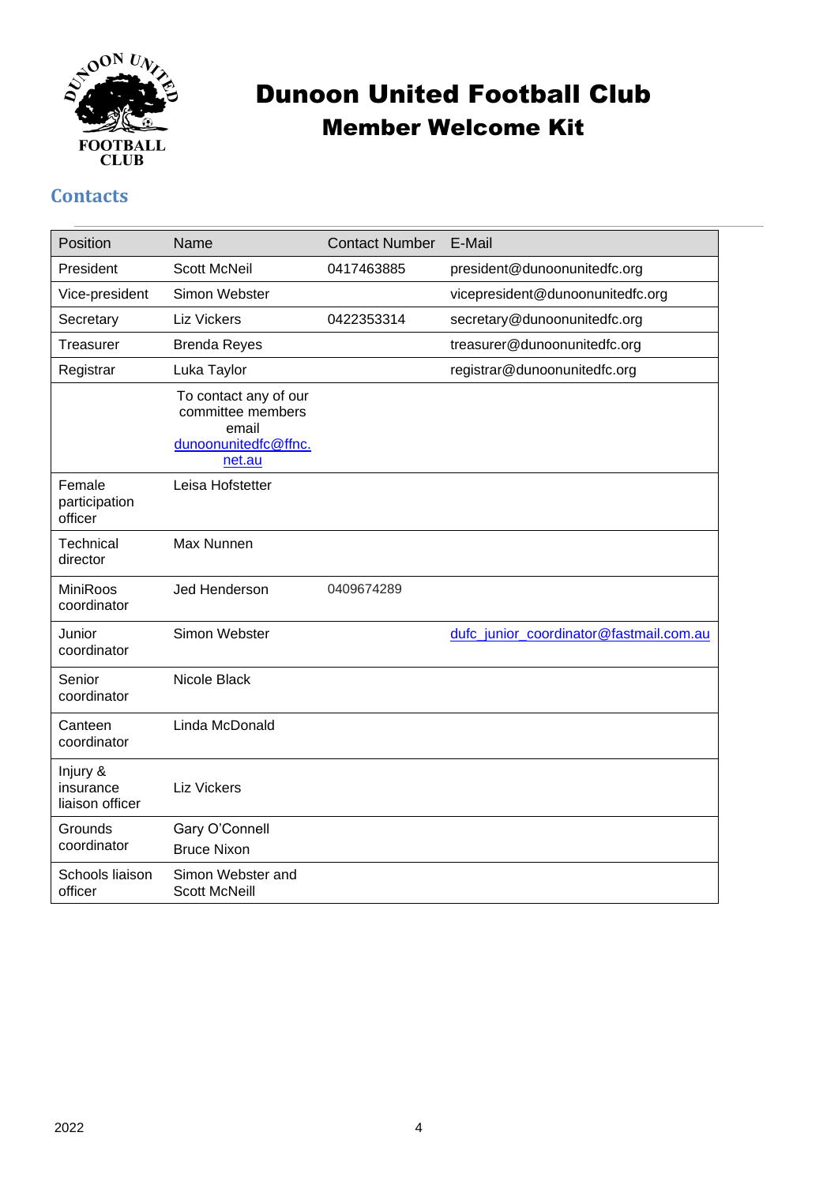# Dunoon United Football Club

## Member Welcome Kit

## Contacts

| Position | Name | Contact Number | E-Mail |
|---|---|---|---|
| President | Scott McNeil | 0417463885 | president@dunoonunitedfc.org |
| Vice-president | Simon Webster | | vicepresident@dunoonunitedfc.org |
| Secretary | Liz Vickers | 0422353314 | secretary@dunoonunitedfc.org |
| Treasurer | Brenda Reyes | | treasurer@dunoonunitedfc.org |
| Registrar | Luka Taylor | | registrar@dunoonunitedfc.org |
| | To contact any of our committee members email dunoonunitedfc@ffnc.net.au | | |
| Female participation officer | Leisa Hofstetter | | |
| Technical director | Max Nunnen | | |
| MiniRoos coordinator | Jed Henderson | 0409674289 | |
| Junior coordinator | Simon Webster | | dufc_junior_coordinator@fastmail.com.au |
| Senior coordinator | Nicole Black | | |
| Canteen coordinator | Linda McDonald | | |
| Injury & insurance liaison officer | Liz Vickers | | |
| Grounds coordinator | Gary O'Connell<br>Bruce Nixon | | |
| Schools liaison officer | Simon Webster and Scott McNeill | | |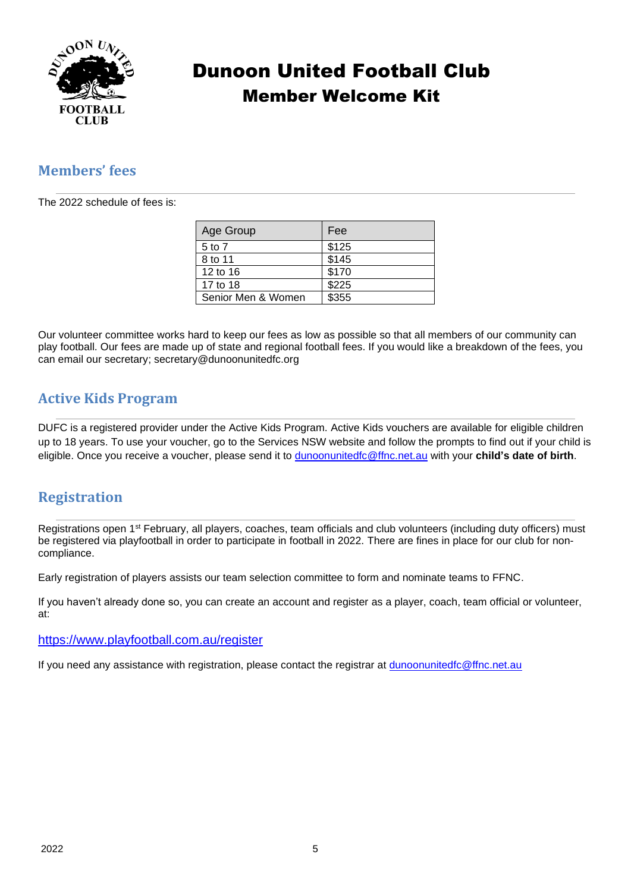# Dunoon United Football Club

## Member Welcome Kit

## Members' fees

The 2022 schedule of fees is:

| Age Group | Fee |
|---|---|
| 5 to 7 | $125 |
| 8 to 11 | $145 |
| 12 to 16 | $170 |
| 17 to 18 | $225 |
| Senior Men & Women | $355 |

Our volunteer committee works hard to keep our fees as low as possible so that all members of our community can play football. Our fees are made up of state and regional football fees. If you would like a breakdown of the fees, you can email our secretary; secretary@dunoonunitedfc.org

## Active Kids Program

DUFC is a registered provider under the Active Kids Program. Active Kids vouchers are available for eligible children up to 18 years. To use your voucher, go to the Services NSW website and follow the prompts to find out if your child is eligible. Once you receive a voucher, please send it to dunoonunitedfc@ffnc.net.au with your **child's date of birth**.

## Registration

Registrations open 1st February, all players, coaches, team officials and club volunteers (including duty officers) must be registered via playfootball in order to participate in football in 2022. There are fines in place for our club for non-compliance.

Early registration of players assists our team selection committee to form and nominate teams to FFNC.

If you haven't already done so, you can create an account and register as a player, coach, team official or volunteer, at:

https://www.playfootball.com.au/register

If you need any assistance with registration, please contact the registrar at dunoonunitedfc@ffnc.net.au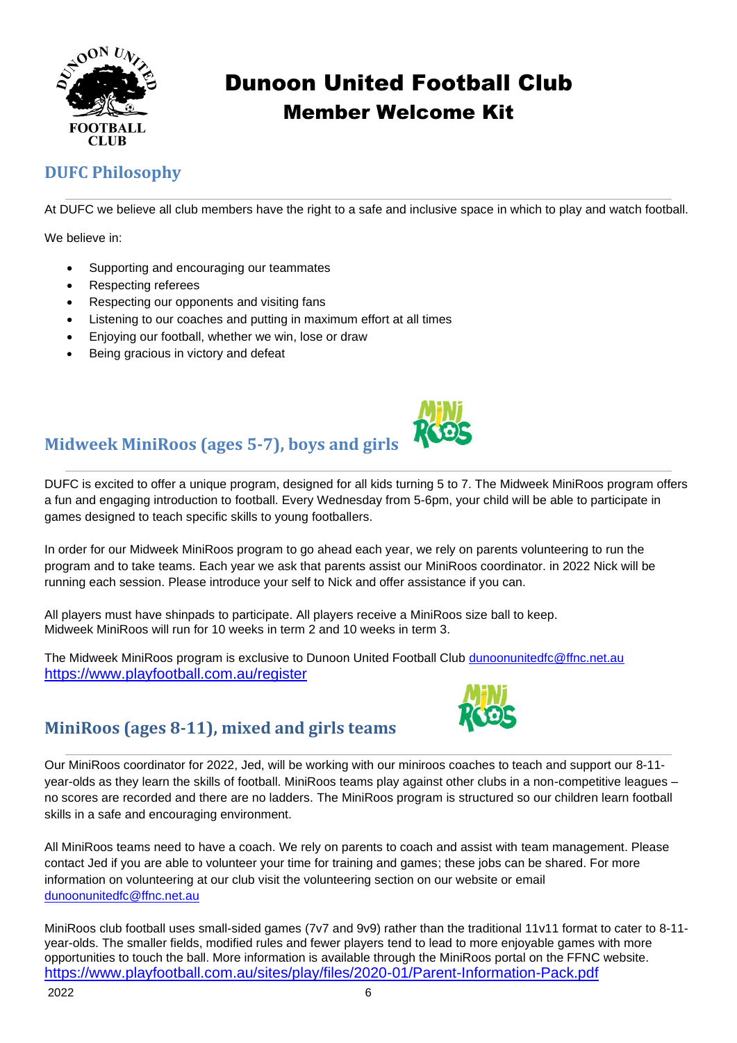# Dunoon United Football Club
## Member Welcome Kit

## DUFC Philosophy

At DUFC we believe all club members have the right to a safe and inclusive space in which to play and watch football.

We believe in:

- Supporting and encouraging our teammates
- Respecting referees
- Respecting our opponents and visiting fans
- Listening to our coaches and putting in maximum effort at all times
- Enjoying our football, whether we win, lose or draw
- Being gracious in victory and defeat

## Midweek MiniRoos (ages 5-7), boys and girls

DUFC is excited to offer a unique program, designed for all kids turning 5 to 7. The Midweek MiniRoos program offers a fun and engaging introduction to football. Every Wednesday from 5-6pm, your child will be able to participate in games designed to teach specific skills to young footballers.

In order for our Midweek MiniRoos program to go ahead each year, we rely on parents volunteering to run the program and to take teams. Each year we ask that parents assist our MiniRoos coordinator. in 2022 Nick will be running each session. Please introduce your self to Nick and offer assistance if you can.

All players must have shinpads to participate. All players receive a MiniRoos size ball to keep.
Midweek MiniRoos will run for 10 weeks in term 2 and 10 weeks in term 3.

The Midweek MiniRoos program is exclusive to Dunoon United Football Club dunoonunitedfc@ffnc.net.au
https://www.playfootball.com.au/register

## MiniRoos (ages 8-11), mixed and girls teams

Our MiniRoos coordinator for 2022, Jed, will be working with our miniroos coaches to teach and support our 8-11-year-olds as they learn the skills of football. MiniRoos teams play against other clubs in a non-competitive leagues – no scores are recorded and there are no ladders. The MiniRoos program is structured so our children learn football skills in a safe and encouraging environment.

All MiniRoos teams need to have a coach. We rely on parents to coach and assist with team management. Please contact Jed if you are able to volunteer your time for training and games; these jobs can be shared. For more information on volunteering at our club visit the volunteering section on our website or email dunoonunitedfc@ffnc.net.au

MiniRoos club football uses small-sided games (7v7 and 9v9) rather than the traditional 11v11 format to cater to 8-11-year-olds. The smaller fields, modified rules and fewer players tend to lead to more enjoyable games with more opportunities to touch the ball. More information is available through the MiniRoos portal on the FFNC website.
https://www.playfootball.com.au/sites/play/files/2020-01/Parent-Information-Pack.pdf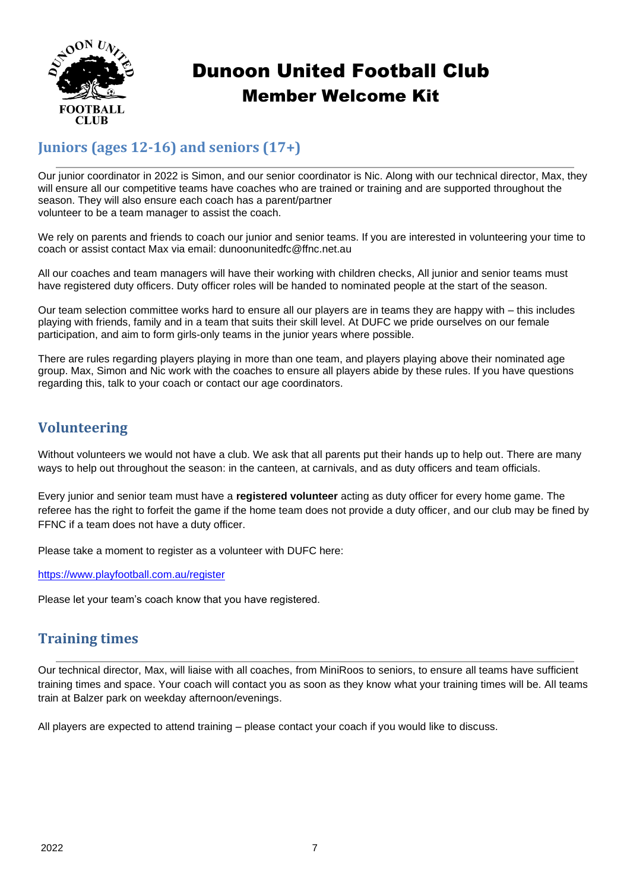# Dunoon United Football Club
## Member Welcome Kit

## Juniors (ages 12-16) and seniors (17+)

Our junior coordinator in 2022 is Simon, and our senior coordinator is Nic. Along with our technical director, Max, they will ensure all our competitive teams have coaches who are trained or training and are supported throughout the season. They will also ensure each coach has a parent/partner volunteer to be a team manager to assist the coach.

We rely on parents and friends to coach our junior and senior teams. If you are interested in volunteering your time to coach or assist contact Max via email: dunoonunitedfc@ffnc.net.au

All our coaches and team managers will have their working with children checks, All junior and senior teams must have registered duty officers. Duty officer roles will be handed to nominated people at the start of the season.

Our team selection committee works hard to ensure all our players are in teams they are happy with – this includes playing with friends, family and in a team that suits their skill level. At DUFC we pride ourselves on our female participation, and aim to form girls-only teams in the junior years where possible.

There are rules regarding players playing in more than one team, and players playing above their nominated age group. Max, Simon and Nic work with the coaches to ensure all players abide by these rules. If you have questions regarding this, talk to your coach or contact our age coordinators.

## Volunteering

Without volunteers we would not have a club. We ask that all parents put their hands up to help out. There are many ways to help out throughout the season: in the canteen, at carnivals, and as duty officers and team officials.

Every junior and senior team must have a **registered volunteer** acting as duty officer for every home game. The referee has the right to forfeit the game if the home team does not provide a duty officer, and our club may be fined by FFNC if a team does not have a duty officer.

Please take a moment to register as a volunteer with DUFC here:

https://www.playfootball.com.au/register

Please let your team's coach know that you have registered.

## Training times

Our technical director, Max, will liaise with all coaches, from MiniRoos to seniors, to ensure all teams have sufficient training times and space. Your coach will contact you as soon as they know what your training times will be. All teams train at Balzer park on weekday afternoon/evenings.

All players are expected to attend training – please contact your coach if you would like to discuss.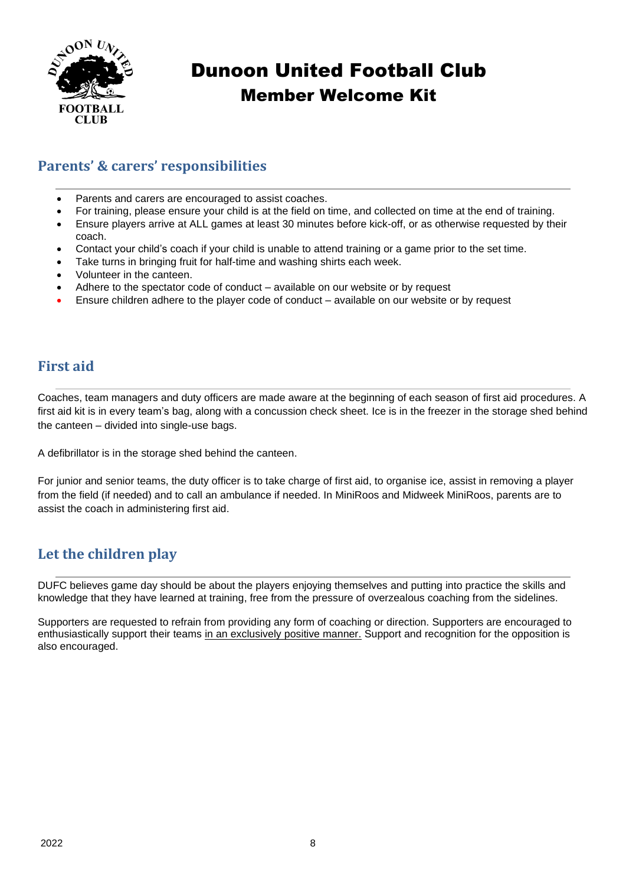# Dunoon United Football Club
## Member Welcome Kit

## Parents' & carers' responsibilities

- Parents and carers are encouraged to assist coaches.
- For training, please ensure your child is at the field on time, and collected on time at the end of training.
- Ensure players arrive at ALL games at least 30 minutes before kick-off, or as otherwise requested by their coach.
- Contact your child's coach if your child is unable to attend training or a game prior to the set time.
- Take turns in bringing fruit for half-time and washing shirts each week.
- Volunteer in the canteen.
- Adhere to the spectator code of conduct – available on our website or by request
- Ensure children adhere to the player code of conduct – available on our website or by request

## First aid

Coaches, team managers and duty officers are made aware at the beginning of each season of first aid procedures. A first aid kit is in every team's bag, along with a concussion check sheet. Ice is in the freezer in the storage shed behind the canteen – divided into single-use bags.

A defibrillator is in the storage shed behind the canteen.

For junior and senior teams, the duty officer is to take charge of first aid, to organise ice, assist in removing a player from the field (if needed) and to call an ambulance if needed. In MiniRoos and Midweek MiniRoos, parents are to assist the coach in administering first aid.

## Let the children play

DUFC believes game day should be about the players enjoying themselves and putting into practice the skills and knowledge that they have learned at training, free from the pressure of overzealous coaching from the sidelines.

Supporters are requested to refrain from providing any form of coaching or direction. Supporters are encouraged to enthusiastically support their teams in an exclusively positive manner. Support and recognition for the opposition is also encouraged.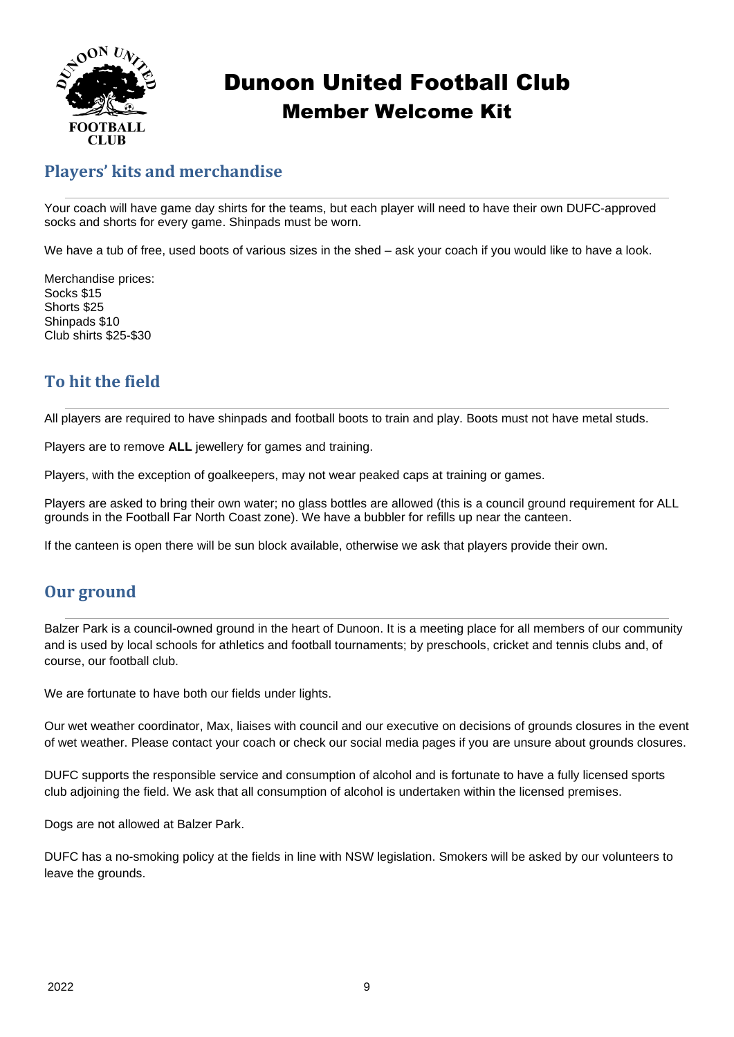# Dunoon United Football Club
## Member Welcome Kit

## Players' kits and merchandise

Your coach will have game day shirts for the teams, but each player will need to have their own DUFC-approved socks and shorts for every game. Shinpads must be worn.

We have a tub of free, used boots of various sizes in the shed – ask your coach if you would like to have a look.

Merchandise prices:
Socks $15
Shorts $25
Shinpads $10
Club shirts $25-$30

## To hit the field

All players are required to have shinpads and football boots to train and play. Boots must not have metal studs.

Players are to remove **ALL** jewellery for games and training.

Players, with the exception of goalkeepers, may not wear peaked caps at training or games.

Players are asked to bring their own water; no glass bottles are allowed (this is a council ground requirement for ALL grounds in the Football Far North Coast zone). We have a bubbler for refills up near the canteen.

If the canteen is open there will be sun block available, otherwise we ask that players provide their own.

## Our ground

Balzer Park is a council-owned ground in the heart of Dunoon. It is a meeting place for all members of our community and is used by local schools for athletics and football tournaments; by preschools, cricket and tennis clubs and, of course, our football club.

We are fortunate to have both our fields under lights.

Our wet weather coordinator, Max, liaises with council and our executive on decisions of grounds closures in the event of wet weather. Please contact your coach or check our social media pages if you are unsure about grounds closures.

DUFC supports the responsible service and consumption of alcohol and is fortunate to have a fully licensed sports club adjoining the field. We ask that all consumption of alcohol is undertaken within the licensed premises.

Dogs are not allowed at Balzer Park.

DUFC has a no-smoking policy at the fields in line with NSW legislation. Smokers will be asked by our volunteers to leave the grounds.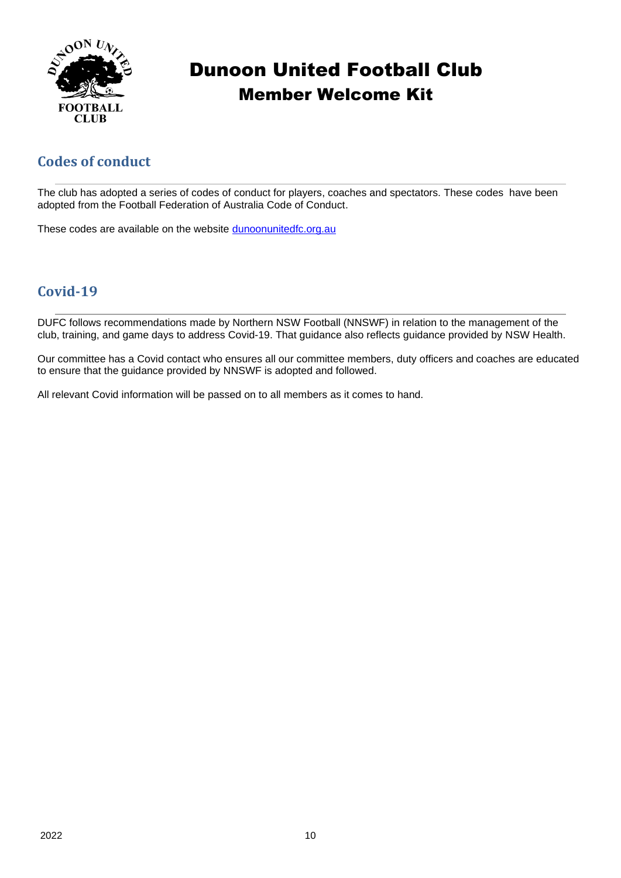# Dunoon United Football Club
## Member Welcome Kit

## Codes of conduct

The club has adopted a series of codes of conduct for players, coaches and spectators. These codes have been adopted from the Football Federation of Australia Code of Conduct.

These codes are available on the website [dunoonunitedfc.org.au](dunoonunitedfc.org.au)

## Covid-19

DUFC follows recommendations made by Northern NSW Football (NNSWF) in relation to the management of the club, training, and game days to address Covid-19. That guidance also reflects guidance provided by NSW Health.

Our committee has a Covid contact who ensures all our committee members, duty officers and coaches are educated to ensure that the guidance provided by NNSWF is adopted and followed.

All relevant Covid information will be passed on to all members as it comes to hand.